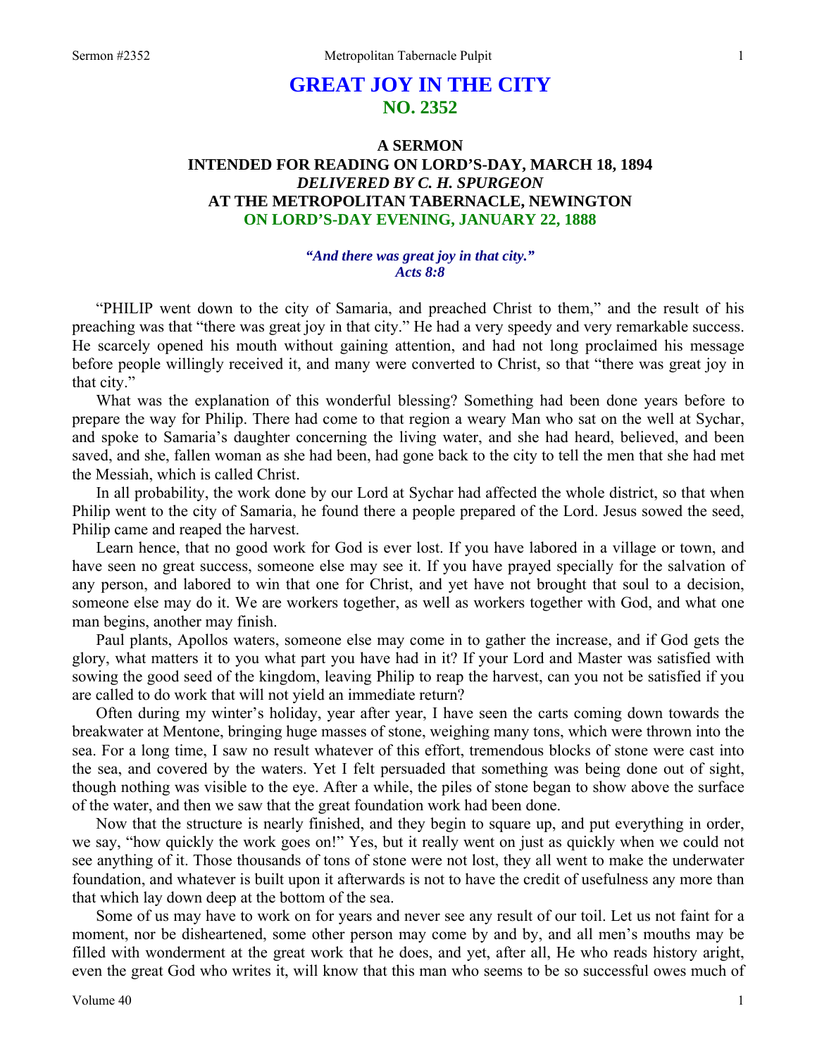# GREAT JOY IN THE CITY
## NO. 2352

### A SERMON
### INTENDED FOR READING ON LORD'S-DAY, MARCH 18, 1894
### *DELIVERED BY C. H. SPURGEON*
### AT THE METROPOLITAN TABERNACLE, NEWINGTON
### ON LORD'S-DAY EVENING, JANUARY 22, 1888

*"And there was great joy in that city."*
*Acts 8:8*

"PHILIP went down to the city of Samaria, and preached Christ to them," and the result of his preaching was that "there was great joy in that city." He had a very speedy and very remarkable success. He scarcely opened his mouth without gaining attention, and had not long proclaimed his message before people willingly received it, and many were converted to Christ, so that "there was great joy in that city."

What was the explanation of this wonderful blessing? Something had been done years before to prepare the way for Philip. There had come to that region a weary Man who sat on the well at Sychar, and spoke to Samaria's daughter concerning the living water, and she had heard, believed, and been saved, and she, fallen woman as she had been, had gone back to the city to tell the men that she had met the Messiah, which is called Christ.

In all probability, the work done by our Lord at Sychar had affected the whole district, so that when Philip went to the city of Samaria, he found there a people prepared of the Lord. Jesus sowed the seed, Philip came and reaped the harvest.

Learn hence, that no good work for God is ever lost. If you have labored in a village or town, and have seen no great success, someone else may see it. If you have prayed specially for the salvation of any person, and labored to win that one for Christ, and yet have not brought that soul to a decision, someone else may do it. We are workers together, as well as workers together with God, and what one man begins, another may finish.

Paul plants, Apollos waters, someone else may come in to gather the increase, and if God gets the glory, what matters it to you what part you have had in it? If your Lord and Master was satisfied with sowing the good seed of the kingdom, leaving Philip to reap the harvest, can you not be satisfied if you are called to do work that will not yield an immediate return?

Often during my winter's holiday, year after year, I have seen the carts coming down towards the breakwater at Mentone, bringing huge masses of stone, weighing many tons, which were thrown into the sea. For a long time, I saw no result whatever of this effort, tremendous blocks of stone were cast into the sea, and covered by the waters. Yet I felt persuaded that something was being done out of sight, though nothing was visible to the eye. After a while, the piles of stone began to show above the surface of the water, and then we saw that the great foundation work had been done.

Now that the structure is nearly finished, and they begin to square up, and put everything in order, we say, "how quickly the work goes on!" Yes, but it really went on just as quickly when we could not see anything of it. Those thousands of tons of stone were not lost, they all went to make the underwater foundation, and whatever is built upon it afterwards is not to have the credit of usefulness any more than that which lay down deep at the bottom of the sea.

Some of us may have to work on for years and never see any result of our toil. Let us not faint for a moment, nor be disheartened, some other person may come by and by, and all men's mouths may be filled with wonderment at the great work that he does, and yet, after all, He who reads history aright, even the great God who writes it, will know that this man who seems to be so successful owes much of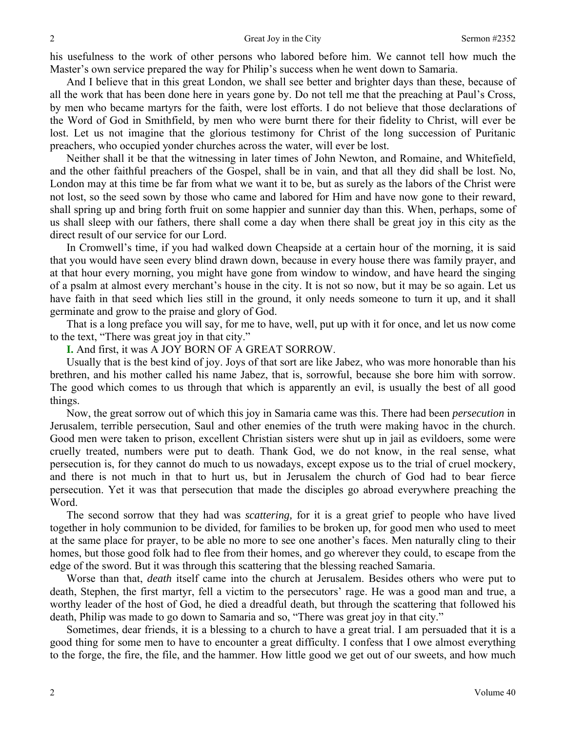his usefulness to the work of other persons who labored before him. We cannot tell how much the Master's own service prepared the way for Philip's success when he went down to Samaria.

And I believe that in this great London, we shall see better and brighter days than these, because of all the work that has been done here in years gone by. Do not tell me that the preaching at Paul's Cross, by men who became martyrs for the faith, were lost efforts. I do not believe that those declarations of the Word of God in Smithfield, by men who were burnt there for their fidelity to Christ, will ever be lost. Let us not imagine that the glorious testimony for Christ of the long succession of Puritanic preachers, who occupied yonder churches across the water, will ever be lost.

Neither shall it be that the witnessing in later times of John Newton, and Romaine, and Whitefield, and the other faithful preachers of the Gospel, shall be in vain, and that all they did shall be lost. No, London may at this time be far from what we want it to be, but as surely as the labors of the Christ were not lost, so the seed sown by those who came and labored for Him and have now gone to their reward, shall spring up and bring forth fruit on some happier and sunnier day than this. When, perhaps, some of us shall sleep with our fathers, there shall come a day when there shall be great joy in this city as the direct result of our service for our Lord.

In Cromwell's time, if you had walked down Cheapside at a certain hour of the morning, it is said that you would have seen every blind drawn down, because in every house there was family prayer, and at that hour every morning, you might have gone from window to window, and have heard the singing of a psalm at almost every merchant's house in the city. It is not so now, but it may be so again. Let us have faith in that seed which lies still in the ground, it only needs someone to turn it up, and it shall germinate and grow to the praise and glory of God.

That is a long preface you will say, for me to have, well, put up with it for once, and let us now come to the text, "There was great joy in that city."

**I.** And first, it was A JOY BORN OF A GREAT SORROW.

Usually that is the best kind of joy. Joys of that sort are like Jabez, who was more honorable than his brethren, and his mother called his name Jabez, that is, sorrowful, because she bore him with sorrow. The good which comes to us through that which is apparently an evil, is usually the best of all good things.

Now, the great sorrow out of which this joy in Samaria came was this. There had been *persecution* in Jerusalem, terrible persecution, Saul and other enemies of the truth were making havoc in the church. Good men were taken to prison, excellent Christian sisters were shut up in jail as evildoers, some were cruelly treated, numbers were put to death. Thank God, we do not know, in the real sense, what persecution is, for they cannot do much to us nowadays, except expose us to the trial of cruel mockery, and there is not much in that to hurt us, but in Jerusalem the church of God had to bear fierce persecution. Yet it was that persecution that made the disciples go abroad everywhere preaching the Word.

The second sorrow that they had was *scattering,* for it is a great grief to people who have lived together in holy communion to be divided, for families to be broken up, for good men who used to meet at the same place for prayer, to be able no more to see one another's faces. Men naturally cling to their homes, but those good folk had to flee from their homes, and go wherever they could, to escape from the edge of the sword. But it was through this scattering that the blessing reached Samaria.

Worse than that, *death* itself came into the church at Jerusalem. Besides others who were put to death, Stephen, the first martyr, fell a victim to the persecutors' rage. He was a good man and true, a worthy leader of the host of God, he died a dreadful death, but through the scattering that followed his death, Philip was made to go down to Samaria and so, "There was great joy in that city."

Sometimes, dear friends, it is a blessing to a church to have a great trial. I am persuaded that it is a good thing for some men to have to encounter a great difficulty. I confess that I owe almost everything to the forge, the fire, the file, and the hammer. How little good we get out of our sweets, and how much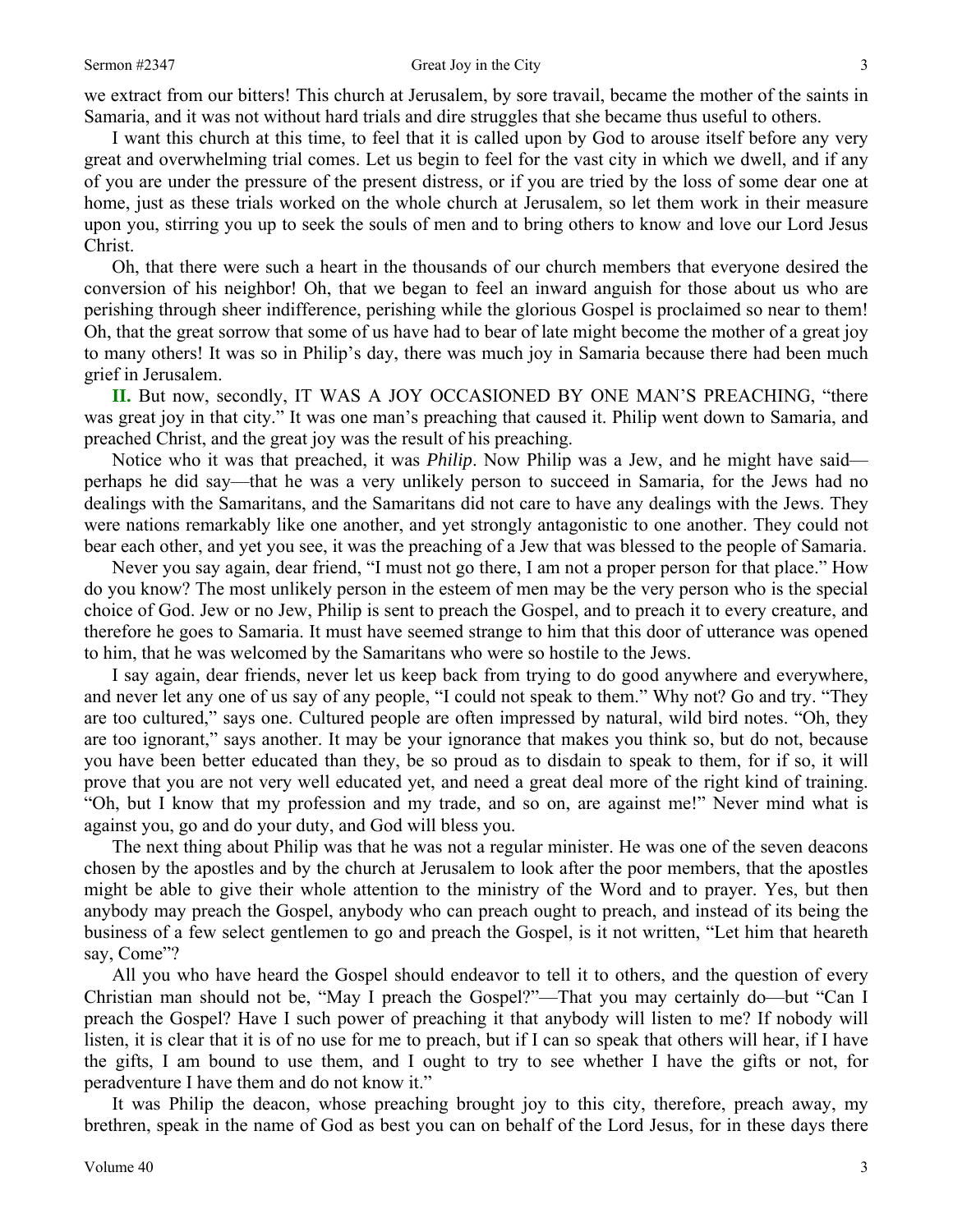we extract from our bitters! This church at Jerusalem, by sore travail, became the mother of the saints in Samaria, and it was not without hard trials and dire struggles that she became thus useful to others.

I want this church at this time, to feel that it is called upon by God to arouse itself before any very great and overwhelming trial comes. Let us begin to feel for the vast city in which we dwell, and if any of you are under the pressure of the present distress, or if you are tried by the loss of some dear one at home, just as these trials worked on the whole church at Jerusalem, so let them work in their measure upon you, stirring you up to seek the souls of men and to bring others to know and love our Lord Jesus Christ.

Oh, that there were such a heart in the thousands of our church members that everyone desired the conversion of his neighbor! Oh, that we began to feel an inward anguish for those about us who are perishing through sheer indifference, perishing while the glorious Gospel is proclaimed so near to them! Oh, that the great sorrow that some of us have had to bear of late might become the mother of a great joy to many others! It was so in Philip's day, there was much joy in Samaria because there had been much grief in Jerusalem.

**II.** But now, secondly, IT WAS A JOY OCCASIONED BY ONE MAN'S PREACHING, "there was great joy in that city." It was one man's preaching that caused it. Philip went down to Samaria, and preached Christ, and the great joy was the result of his preaching.

Notice who it was that preached, it was *Philip*. Now Philip was a Jew, and he might have said—perhaps he did say—that he was a very unlikely person to succeed in Samaria, for the Jews had no dealings with the Samaritans, and the Samaritans did not care to have any dealings with the Jews. They were nations remarkably like one another, and yet strongly antagonistic to one another. They could not bear each other, and yet you see, it was the preaching of a Jew that was blessed to the people of Samaria.

Never you say again, dear friend, "I must not go there, I am not a proper person for that place." How do you know? The most unlikely person in the esteem of men may be the very person who is the special choice of God. Jew or no Jew, Philip is sent to preach the Gospel, and to preach it to every creature, and therefore he goes to Samaria. It must have seemed strange to him that this door of utterance was opened to him, that he was welcomed by the Samaritans who were so hostile to the Jews.

I say again, dear friends, never let us keep back from trying to do good anywhere and everywhere, and never let any one of us say of any people, "I could not speak to them." Why not? Go and try. "They are too cultured," says one. Cultured people are often impressed by natural, wild bird notes. "Oh, they are too ignorant," says another. It may be your ignorance that makes you think so, but do not, because you have been better educated than they, be so proud as to disdain to speak to them, for if so, it will prove that you are not very well educated yet, and need a great deal more of the right kind of training. "Oh, but I know that my profession and my trade, and so on, are against me!" Never mind what is against you, go and do your duty, and God will bless you.

The next thing about Philip was that he was not a regular minister. He was one of the seven deacons chosen by the apostles and by the church at Jerusalem to look after the poor members, that the apostles might be able to give their whole attention to the ministry of the Word and to prayer. Yes, but then anybody may preach the Gospel, anybody who can preach ought to preach, and instead of its being the business of a few select gentlemen to go and preach the Gospel, is it not written, "Let him that heareth say, Come"?

All you who have heard the Gospel should endeavor to tell it to others, and the question of every Christian man should not be, "May I preach the Gospel?"—That you may certainly do—but "Can I preach the Gospel? Have I such power of preaching it that anybody will listen to me? If nobody will listen, it is clear that it is of no use for me to preach, but if I can so speak that others will hear, if I have the gifts, I am bound to use them, and I ought to try to see whether I have the gifts or not, for peradventure I have them and do not know it."

It was Philip the deacon, whose preaching brought joy to this city, therefore, preach away, my brethren, speak in the name of God as best you can on behalf of the Lord Jesus, for in these days there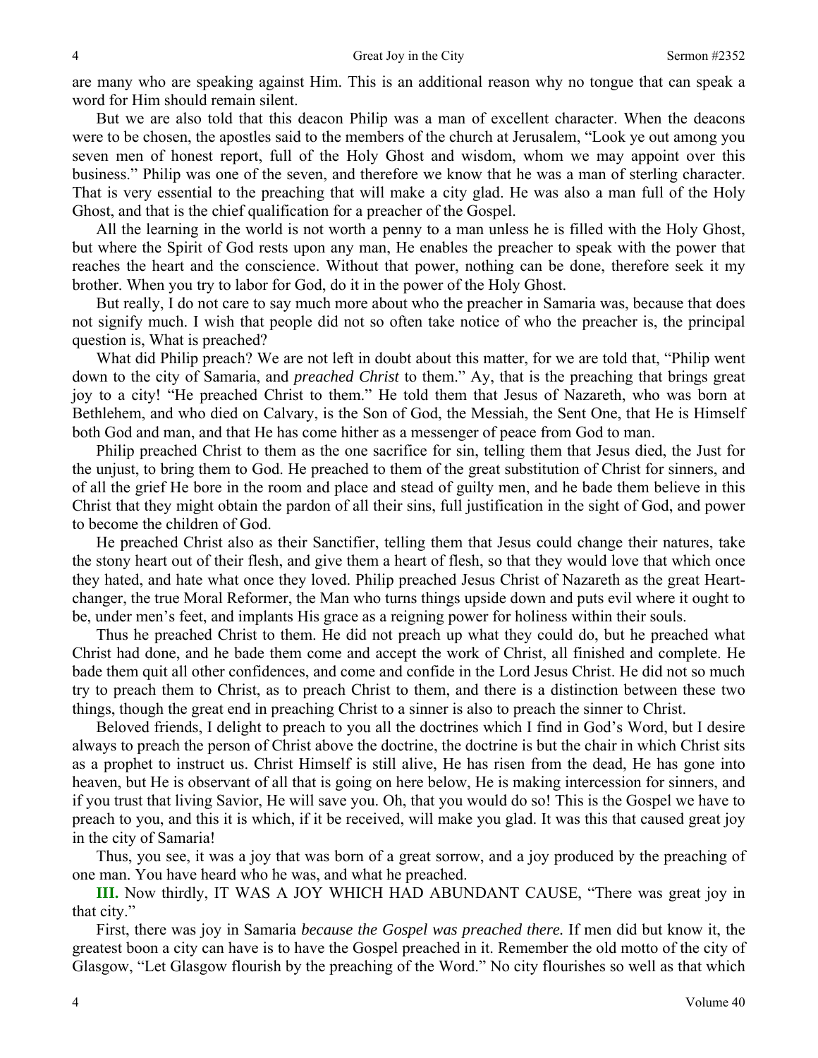are many who are speaking against Him. This is an additional reason why no tongue that can speak a word for Him should remain silent.

But we are also told that this deacon Philip was a man of excellent character. When the deacons were to be chosen, the apostles said to the members of the church at Jerusalem, "Look ye out among you seven men of honest report, full of the Holy Ghost and wisdom, whom we may appoint over this business." Philip was one of the seven, and therefore we know that he was a man of sterling character. That is very essential to the preaching that will make a city glad. He was also a man full of the Holy Ghost, and that is the chief qualification for a preacher of the Gospel.

All the learning in the world is not worth a penny to a man unless he is filled with the Holy Ghost, but where the Spirit of God rests upon any man, He enables the preacher to speak with the power that reaches the heart and the conscience. Without that power, nothing can be done, therefore seek it my brother. When you try to labor for God, do it in the power of the Holy Ghost.

But really, I do not care to say much more about who the preacher in Samaria was, because that does not signify much. I wish that people did not so often take notice of who the preacher is, the principal question is, What is preached?

What did Philip preach? We are not left in doubt about this matter, for we are told that, "Philip went down to the city of Samaria, and *preached Christ* to them." Ay, that is the preaching that brings great joy to a city! "He preached Christ to them." He told them that Jesus of Nazareth, who was born at Bethlehem, and who died on Calvary, is the Son of God, the Messiah, the Sent One, that He is Himself both God and man, and that He has come hither as a messenger of peace from God to man.

Philip preached Christ to them as the one sacrifice for sin, telling them that Jesus died, the Just for the unjust, to bring them to God. He preached to them of the great substitution of Christ for sinners, and of all the grief He bore in the room and place and stead of guilty men, and he bade them believe in this Christ that they might obtain the pardon of all their sins, full justification in the sight of God, and power to become the children of God.

He preached Christ also as their Sanctifier, telling them that Jesus could change their natures, take the stony heart out of their flesh, and give them a heart of flesh, so that they would love that which once they hated, and hate what once they loved. Philip preached Jesus Christ of Nazareth as the great Heart-changer, the true Moral Reformer, the Man who turns things upside down and puts evil where it ought to be, under men's feet, and implants His grace as a reigning power for holiness within their souls.

Thus he preached Christ to them. He did not preach up what they could do, but he preached what Christ had done, and he bade them come and accept the work of Christ, all finished and complete. He bade them quit all other confidences, and come and confide in the Lord Jesus Christ. He did not so much try to preach them to Christ, as to preach Christ to them, and there is a distinction between these two things, though the great end in preaching Christ to a sinner is also to preach the sinner to Christ.

Beloved friends, I delight to preach to you all the doctrines which I find in God's Word, but I desire always to preach the person of Christ above the doctrine, the doctrine is but the chair in which Christ sits as a prophet to instruct us. Christ Himself is still alive, He has risen from the dead, He has gone into heaven, but He is observant of all that is going on here below, He is making intercession for sinners, and if you trust that living Savior, He will save you. Oh, that you would do so! This is the Gospel we have to preach to you, and this it is which, if it be received, will make you glad. It was this that caused great joy in the city of Samaria!

Thus, you see, it was a joy that was born of a great sorrow, and a joy produced by the preaching of one man. You have heard who he was, and what he preached.

**III.** Now thirdly, IT WAS A JOY WHICH HAD ABUNDANT CAUSE, "There was great joy in that city."

First, there was joy in Samaria *because the Gospel was preached there.* If men did but know it, the greatest boon a city can have is to have the Gospel preached in it. Remember the old motto of the city of Glasgow, "Let Glasgow flourish by the preaching of the Word." No city flourishes so well as that which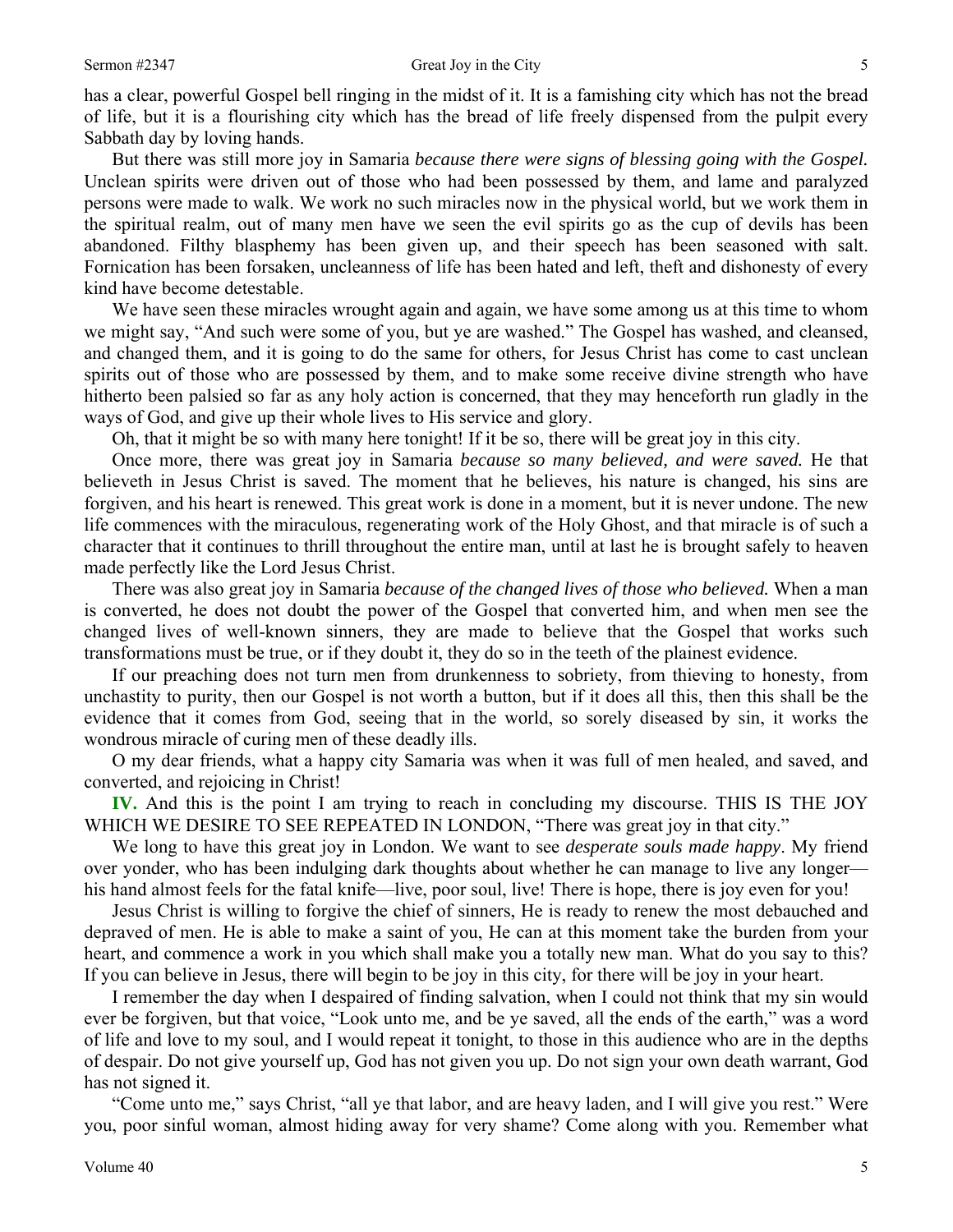has a clear, powerful Gospel bell ringing in the midst of it. It is a famishing city which has not the bread of life, but it is a flourishing city which has the bread of life freely dispensed from the pulpit every Sabbath day by loving hands.

But there was still more joy in Samaria *because there were signs of blessing going with the Gospel.* Unclean spirits were driven out of those who had been possessed by them, and lame and paralyzed persons were made to walk. We work no such miracles now in the physical world, but we work them in the spiritual realm, out of many men have we seen the evil spirits go as the cup of devils has been abandoned. Filthy blasphemy has been given up, and their speech has been seasoned with salt. Fornication has been forsaken, uncleanness of life has been hated and left, theft and dishonesty of every kind have become detestable.

We have seen these miracles wrought again and again, we have some among us at this time to whom we might say, "And such were some of you, but ye are washed." The Gospel has washed, and cleansed, and changed them, and it is going to do the same for others, for Jesus Christ has come to cast unclean spirits out of those who are possessed by them, and to make some receive divine strength who have hitherto been palsied so far as any holy action is concerned, that they may henceforth run gladly in the ways of God, and give up their whole lives to His service and glory.

Oh, that it might be so with many here tonight! If it be so, there will be great joy in this city.

Once more, there was great joy in Samaria *because so many believed, and were saved.* He that believeth in Jesus Christ is saved. The moment that he believes, his nature is changed, his sins are forgiven, and his heart is renewed. This great work is done in a moment, but it is never undone. The new life commences with the miraculous, regenerating work of the Holy Ghost, and that miracle is of such a character that it continues to thrill throughout the entire man, until at last he is brought safely to heaven made perfectly like the Lord Jesus Christ.

There was also great joy in Samaria *because of the changed lives of those who believed.* When a man is converted, he does not doubt the power of the Gospel that converted him, and when men see the changed lives of well-known sinners, they are made to believe that the Gospel that works such transformations must be true, or if they doubt it, they do so in the teeth of the plainest evidence.

If our preaching does not turn men from drunkenness to sobriety, from thieving to honesty, from unchastity to purity, then our Gospel is not worth a button, but if it does all this, then this shall be the evidence that it comes from God, seeing that in the world, so sorely diseased by sin, it works the wondrous miracle of curing men of these deadly ills.

O my dear friends, what a happy city Samaria was when it was full of men healed, and saved, and converted, and rejoicing in Christ!

**IV.** And this is the point I am trying to reach in concluding my discourse. THIS IS THE JOY WHICH WE DESIRE TO SEE REPEATED IN LONDON, "There was great joy in that city."

We long to have this great joy in London. We want to see *desperate souls made happy*. My friend over yonder, who has been indulging dark thoughts about whether he can manage to live any longer—his hand almost feels for the fatal knife—live, poor soul, live! There is hope, there is joy even for you!

Jesus Christ is willing to forgive the chief of sinners, He is ready to renew the most debauched and depraved of men. He is able to make a saint of you, He can at this moment take the burden from your heart, and commence a work in you which shall make you a totally new man. What do you say to this? If you can believe in Jesus, there will begin to be joy in this city, for there will be joy in your heart.

I remember the day when I despaired of finding salvation, when I could not think that my sin would ever be forgiven, but that voice, "Look unto me, and be ye saved, all the ends of the earth," was a word of life and love to my soul, and I would repeat it tonight, to those in this audience who are in the depths of despair. Do not give yourself up, God has not given you up. Do not sign your own death warrant, God has not signed it.

"Come unto me," says Christ, "all ye that labor, and are heavy laden, and I will give you rest." Were you, poor sinful woman, almost hiding away for very shame? Come along with you. Remember what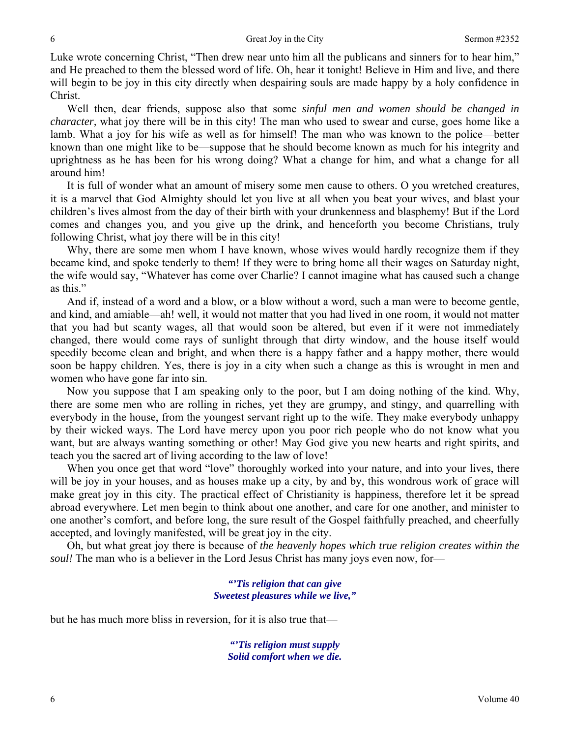Luke wrote concerning Christ, "Then drew near unto him all the publicans and sinners for to hear him," and He preached to them the blessed word of life. Oh, hear it tonight! Believe in Him and live, and there will begin to be joy in this city directly when despairing souls are made happy by a holy confidence in Christ.

Well then, dear friends, suppose also that some *sinful men and women should be changed in character,* what joy there will be in this city! The man who used to swear and curse, goes home like a lamb. What a joy for his wife as well as for himself! The man who was known to the police—better known than one might like to be—suppose that he should become known as much for his integrity and uprightness as he has been for his wrong doing? What a change for him, and what a change for all around him!

It is full of wonder what an amount of misery some men cause to others. O you wretched creatures, it is a marvel that God Almighty should let you live at all when you beat your wives, and blast your children's lives almost from the day of their birth with your drunkenness and blasphemy! But if the Lord comes and changes you, and you give up the drink, and henceforth you become Christians, truly following Christ, what joy there will be in this city!

Why, there are some men whom I have known, whose wives would hardly recognize them if they became kind, and spoke tenderly to them! If they were to bring home all their wages on Saturday night, the wife would say, "Whatever has come over Charlie? I cannot imagine what has caused such a change as this."

And if, instead of a word and a blow, or a blow without a word, such a man were to become gentle, and kind, and amiable—ah! well, it would not matter that you had lived in one room, it would not matter that you had but scanty wages, all that would soon be altered, but even if it were not immediately changed, there would come rays of sunlight through that dirty window, and the house itself would speedily become clean and bright, and when there is a happy father and a happy mother, there would soon be happy children. Yes, there is joy in a city when such a change as this is wrought in men and women who have gone far into sin.

Now you suppose that I am speaking only to the poor, but I am doing nothing of the kind. Why, there are some men who are rolling in riches, yet they are grumpy, and stingy, and quarrelling with everybody in the house, from the youngest servant right up to the wife. They make everybody unhappy by their wicked ways. The Lord have mercy upon you poor rich people who do not know what you want, but are always wanting something or other! May God give you new hearts and right spirits, and teach you the sacred art of living according to the law of love!

When you once get that word "love" thoroughly worked into your nature, and into your lives, there will be joy in your houses, and as houses make up a city, by and by, this wondrous work of grace will make great joy in this city. The practical effect of Christianity is happiness, therefore let it be spread abroad everywhere. Let men begin to think about one another, and care for one another, and minister to one another's comfort, and before long, the sure result of the Gospel faithfully preached, and cheerfully accepted, and lovingly manifested, will be great joy in the city.

Oh, but what great joy there is because of *the heavenly hopes which true religion creates within the soul!* The man who is a believer in the Lord Jesus Christ has many joys even now, for—

> ***"'Tis religion that can give***
> ***Sweetest pleasures while we live,"***

but he has much more bliss in reversion, for it is also true that—

> ***"'Tis religion must supply***
> ***Solid comfort when we die.***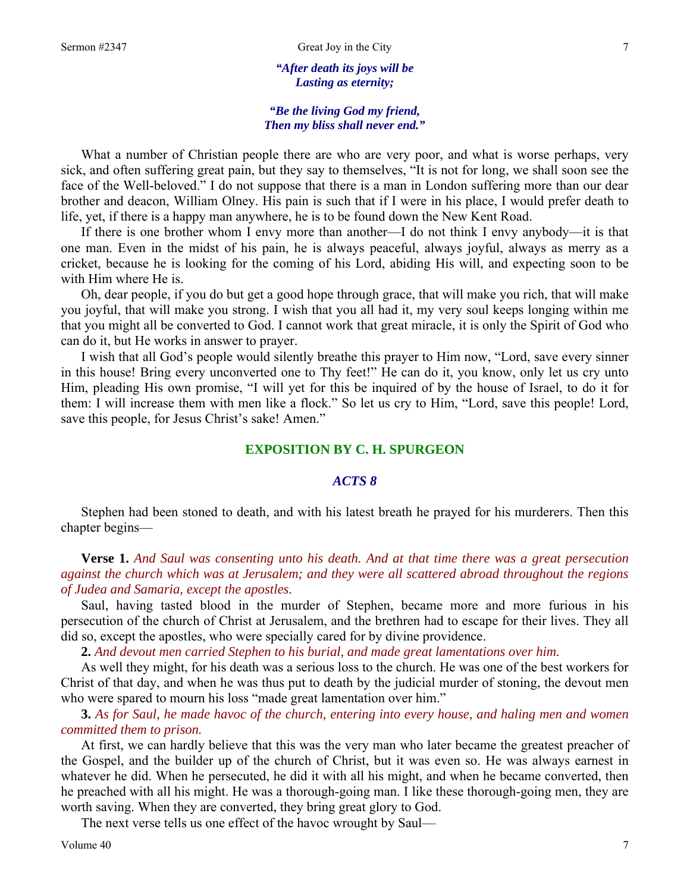*"After death its joys will be*
*Lasting as eternity;*

*"Be the living God my friend,*
*Then my bliss shall never end."*

What a number of Christian people there are who are very poor, and what is worse perhaps, very sick, and often suffering great pain, but they say to themselves, "It is not for long, we shall soon see the face of the Well-beloved." I do not suppose that there is a man in London suffering more than our dear brother and deacon, William Olney. His pain is such that if I were in his place, I would prefer death to life, yet, if there is a happy man anywhere, he is to be found down the New Kent Road.

If there is one brother whom I envy more than another—I do not think I envy anybody—it is that one man. Even in the midst of his pain, he is always peaceful, always joyful, always as merry as a cricket, because he is looking for the coming of his Lord, abiding His will, and expecting soon to be with Him where He is.

Oh, dear people, if you do but get a good hope through grace, that will make you rich, that will make you joyful, that will make you strong. I wish that you all had it, my very soul keeps longing within me that you might all be converted to God. I cannot work that great miracle, it is only the Spirit of God who can do it, but He works in answer to prayer.

I wish that all God's people would silently breathe this prayer to Him now, "Lord, save every sinner in this house! Bring every unconverted one to Thy feet!" He can do it, you know, only let us cry unto Him, pleading His own promise, "I will yet for this be inquired of by the house of Israel, to do it for them: I will increase them with men like a flock." So let us cry to Him, "Lord, save this people! Lord, save this people, for Jesus Christ's sake! Amen."

## EXPOSITION BY C. H. SPURGEON

### *ACTS 8*

Stephen had been stoned to death, and with his latest breath he prayed for his murderers. Then this chapter begins—

**Verse 1.** *And Saul was consenting unto his death. And at that time there was a great persecution against the church which was at Jerusalem; and they were all scattered abroad throughout the regions of Judea and Samaria, except the apostles.*

Saul, having tasted blood in the murder of Stephen, became more and more furious in his persecution of the church of Christ at Jerusalem, and the brethren had to escape for their lives. They all did so, except the apostles, who were specially cared for by divine providence.

**2.** *And devout men carried Stephen to his burial, and made great lamentations over him.*

As well they might, for his death was a serious loss to the church. He was one of the best workers for Christ of that day, and when he was thus put to death by the judicial murder of stoning, the devout men who were spared to mourn his loss "made great lamentation over him."

**3.** *As for Saul, he made havoc of the church, entering into every house, and haling men and women committed them to prison.*

At first, we can hardly believe that this was the very man who later became the greatest preacher of the Gospel, and the builder up of the church of Christ, but it was even so. He was always earnest in whatever he did. When he persecuted, he did it with all his might, and when he became converted, then he preached with all his might. He was a thorough-going man. I like these thorough-going men, they are worth saving. When they are converted, they bring great glory to God.

The next verse tells us one effect of the havoc wrought by Saul—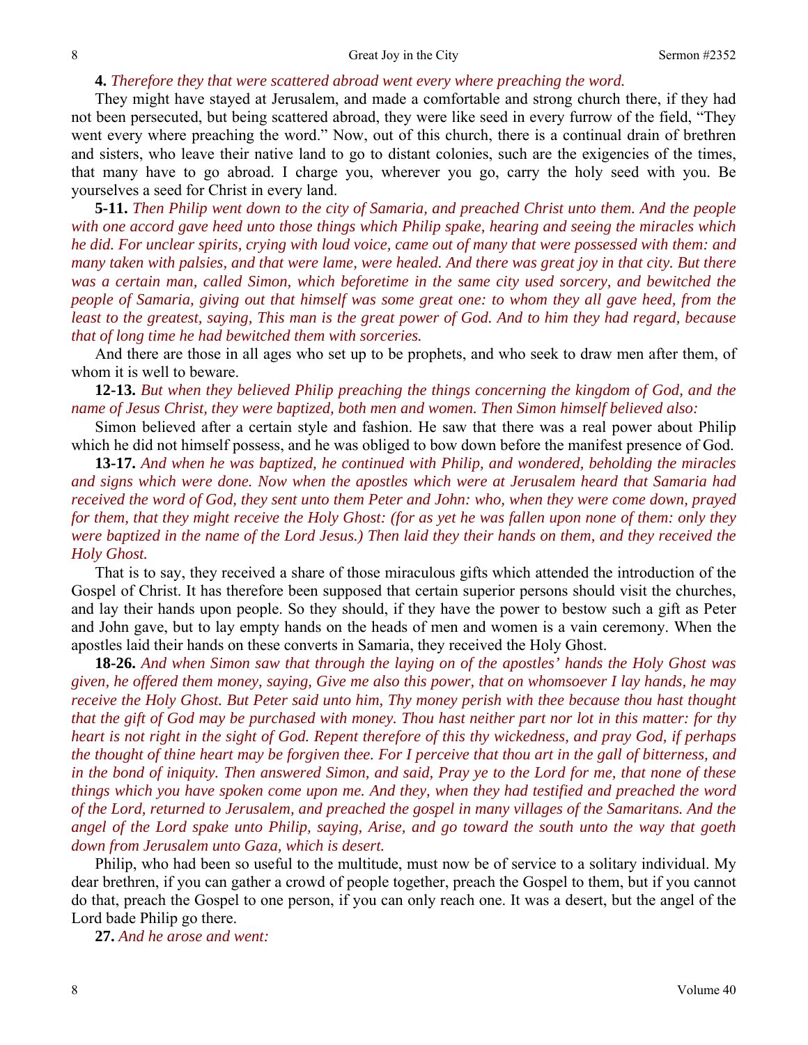**4.** *Therefore they that were scattered abroad went every where preaching the word.*

They might have stayed at Jerusalem, and made a comfortable and strong church there, if they had not been persecuted, but being scattered abroad, they were like seed in every furrow of the field, "They went every where preaching the word." Now, out of this church, there is a continual drain of brethren and sisters, who leave their native land to go to distant colonies, such are the exigencies of the times, that many have to go abroad. I charge you, wherever you go, carry the holy seed with you. Be yourselves a seed for Christ in every land.

**5-11.** *Then Philip went down to the city of Samaria, and preached Christ unto them. And the people with one accord gave heed unto those things which Philip spake, hearing and seeing the miracles which he did. For unclear spirits, crying with loud voice, came out of many that were possessed with them: and many taken with palsies, and that were lame, were healed. And there was great joy in that city. But there was a certain man, called Simon, which beforetime in the same city used sorcery, and bewitched the people of Samaria, giving out that himself was some great one: to whom they all gave heed, from the least to the greatest, saying, This man is the great power of God. And to him they had regard, because that of long time he had bewitched them with sorceries.*

And there are those in all ages who set up to be prophets, and who seek to draw men after them, of whom it is well to beware.

**12-13.** *But when they believed Philip preaching the things concerning the kingdom of God, and the name of Jesus Christ, they were baptized, both men and women. Then Simon himself believed also:*

Simon believed after a certain style and fashion. He saw that there was a real power about Philip which he did not himself possess, and he was obliged to bow down before the manifest presence of God.

**13-17.** *And when he was baptized, he continued with Philip, and wondered, beholding the miracles and signs which were done. Now when the apostles which were at Jerusalem heard that Samaria had received the word of God, they sent unto them Peter and John: who, when they were come down, prayed for them, that they might receive the Holy Ghost: (for as yet he was fallen upon none of them: only they were baptized in the name of the Lord Jesus.) Then laid they their hands on them, and they received the Holy Ghost.*

That is to say, they received a share of those miraculous gifts which attended the introduction of the Gospel of Christ. It has therefore been supposed that certain superior persons should visit the churches, and lay their hands upon people. So they should, if they have the power to bestow such a gift as Peter and John gave, but to lay empty hands on the heads of men and women is a vain ceremony. When the apostles laid their hands on these converts in Samaria, they received the Holy Ghost.

**18-26.** *And when Simon saw that through the laying on of the apostles' hands the Holy Ghost was given, he offered them money, saying, Give me also this power, that on whomsoever I lay hands, he may receive the Holy Ghost. But Peter said unto him, Thy money perish with thee because thou hast thought that the gift of God may be purchased with money. Thou hast neither part nor lot in this matter: for thy heart is not right in the sight of God. Repent therefore of this thy wickedness, and pray God, if perhaps the thought of thine heart may be forgiven thee. For I perceive that thou art in the gall of bitterness, and in the bond of iniquity. Then answered Simon, and said, Pray ye to the Lord for me, that none of these things which you have spoken come upon me. And they, when they had testified and preached the word of the Lord, returned to Jerusalem, and preached the gospel in many villages of the Samaritans. And the angel of the Lord spake unto Philip, saying, Arise, and go toward the south unto the way that goeth down from Jerusalem unto Gaza, which is desert.*

Philip, who had been so useful to the multitude, must now be of service to a solitary individual. My dear brethren, if you can gather a crowd of people together, preach the Gospel to them, but if you cannot do that, preach the Gospel to one person, if you can only reach one. It was a desert, but the angel of the Lord bade Philip go there.

**27.** *And he arose and went:*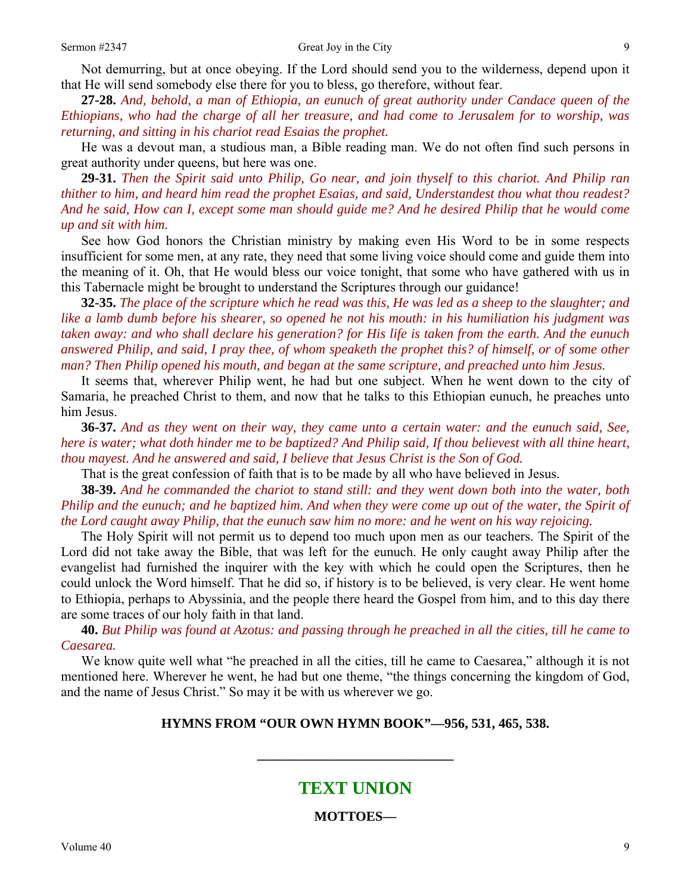Not demurring, but at once obeying. If the Lord should send you to the wilderness, depend upon it that He will send somebody else there for you to bless, go therefore, without fear.

**27-28.** *And, behold, a man of Ethiopia, an eunuch of great authority under Candace queen of the Ethiopians, who had the charge of all her treasure, and had come to Jerusalem for to worship, was returning, and sitting in his chariot read Esaias the prophet.*

He was a devout man, a studious man, a Bible reading man. We do not often find such persons in great authority under queens, but here was one.

**29-31.** *Then the Spirit said unto Philip, Go near, and join thyself to this chariot. And Philip ran thither to him, and heard him read the prophet Esaias, and said, Understandest thou what thou readest? And he said, How can I, except some man should guide me? And he desired Philip that he would come up and sit with him.*

See how God honors the Christian ministry by making even His Word to be in some respects insufficient for some men, at any rate, they need that some living voice should come and guide them into the meaning of it. Oh, that He would bless our voice tonight, that some who have gathered with us in this Tabernacle might be brought to understand the Scriptures through our guidance!

**32-35.** *The place of the scripture which he read was this, He was led as a sheep to the slaughter; and like a lamb dumb before his shearer, so opened he not his mouth: in his humiliation his judgment was taken away: and who shall declare his generation? for His life is taken from the earth. And the eunuch answered Philip, and said, I pray thee, of whom speaketh the prophet this? of himself, or of some other man? Then Philip opened his mouth, and began at the same scripture, and preached unto him Jesus.*

It seems that, wherever Philip went, he had but one subject. When he went down to the city of Samaria, he preached Christ to them, and now that he talks to this Ethiopian eunuch, he preaches unto him Jesus.

**36-37.** *And as they went on their way, they came unto a certain water: and the eunuch said, See, here is water; what doth hinder me to be baptized? And Philip said, If thou believest with all thine heart, thou mayest. And he answered and said, I believe that Jesus Christ is the Son of God.*

That is the great confession of faith that is to be made by all who have believed in Jesus.

**38-39.** *And he commanded the chariot to stand still: and they went down both into the water, both Philip and the eunuch; and he baptized him. And when they were come up out of the water, the Spirit of the Lord caught away Philip, that the eunuch saw him no more: and he went on his way rejoicing.*

The Holy Spirit will not permit us to depend too much upon men as our teachers. The Spirit of the Lord did not take away the Bible, that was left for the eunuch. He only caught away Philip after the evangelist had furnished the inquirer with the key with which he could open the Scriptures, then he could unlock the Word himself. That he did so, if history is to be believed, is very clear. He went home to Ethiopia, perhaps to Abyssinia, and the people there heard the Gospel from him, and to this day there are some traces of our holy faith in that land.

**40.** *But Philip was found at Azotus: and passing through he preached in all the cities, till he came to Caesarea.*

We know quite well what "he preached in all the cities, till he came to Caesarea," although it is not mentioned here. Wherever he went, he had but one theme, "the things concerning the kingdom of God, and the name of Jesus Christ." So may it be with us wherever we go.

**HYMNS FROM "OUR OWN HYMN BOOK"—956, 531, 465, 538.**

---

## TEXT UNION

**MOTTOES—**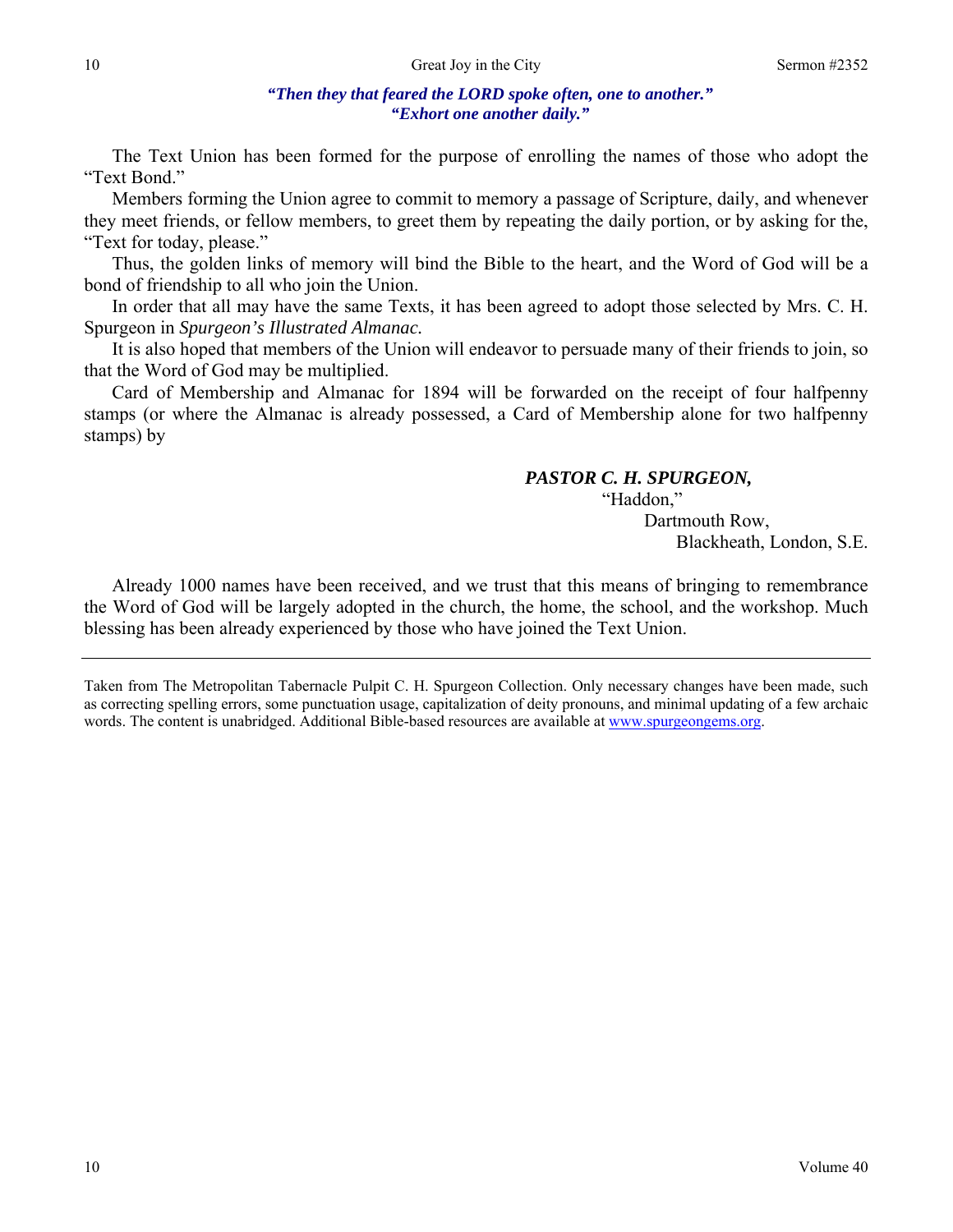***"Then they that feared the LORD spoke often, one to another."***
***"Exhort one another daily."***

The Text Union has been formed for the purpose of enrolling the names of those who adopt the "Text Bond."

Members forming the Union agree to commit to memory a passage of Scripture, daily, and whenever they meet friends, or fellow members, to greet them by repeating the daily portion, or by asking for the, "Text for today, please."

Thus, the golden links of memory will bind the Bible to the heart, and the Word of God will be a bond of friendship to all who join the Union.

In order that all may have the same Texts, it has been agreed to adopt those selected by Mrs. C. H. Spurgeon in *Spurgeon's Illustrated Almanac.*

It is also hoped that members of the Union will endeavor to persuade many of their friends to join, so that the Word of God may be multiplied.

Card of Membership and Almanac for 1894 will be forwarded on the receipt of four halfpenny stamps (or where the Almanac is already possessed, a Card of Membership alone for two halfpenny stamps) by

***PASTOR C. H. SPURGEON,***
"Haddon,"
Dartmouth Row,
Blackheath, London, S.E.

Already 1000 names have been received, and we trust that this means of bringing to remembrance the Word of God will be largely adopted in the church, the home, the school, and the workshop. Much blessing has been already experienced by those who have joined the Text Union.

---

Taken from The Metropolitan Tabernacle Pulpit C. H. Spurgeon Collection. Only necessary changes have been made, such as correcting spelling errors, some punctuation usage, capitalization of deity pronouns, and minimal updating of a few archaic words. The content is unabridged. Additional Bible-based resources are available at www.spurgeongems.org.